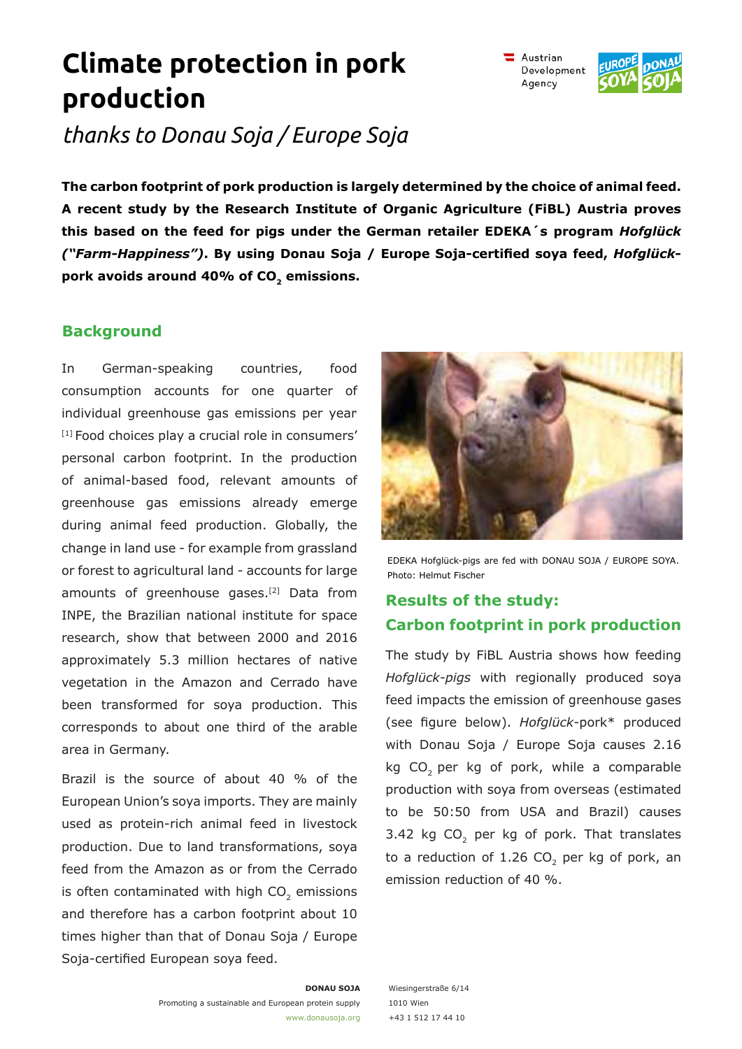# Climate protection in pork production

*thanks to Donau Soja / Europe Soja*

**The carbon footprint of pork production is largely determined by the choice of animal feed. A recent study by the Research Institute of Organic Agriculture (FiBL) Austria proves this based on the feed for pigs under the German retailer EDEKA´s program *Hofglück ("Farm-Happiness")*. By using Donau Soja / Europe Soja-certified soya feed, *Hofglück*-pork avoids around 40% of $CO_2$ emissions.**

## Background

In German-speaking countries, food consumption accounts for one quarter of individual greenhouse gas emissions per year [1] Food choices play a crucial role in consumers' personal carbon footprint. In the production of animal-based food, relevant amounts of greenhouse gas emissions already emerge during animal feed production. Globally, the change in land use - for example from grassland or forest to agricultural land - accounts for large amounts of greenhouse gases.[2] Data from INPE, the Brazilian national institute for space research, show that between 2000 and 2016 approximately 5.3 million hectares of native vegetation in the Amazon and Cerrado have been transformed for soya production. This corresponds to about one third of the arable area in Germany.

Brazil is the source of about 40 % of the European Union's soya imports. They are mainly used as protein-rich animal feed in livestock production. Due to land transformations, soya feed from the Amazon as or from the Cerrado is often contaminated with high $CO_2$ emissions and therefore has a carbon footprint about 10 times higher than that of Donau Soja / Europe Soja-certified European soya feed.

EDEKA Hofglück-pigs are fed with DONAU SOJA / EUROPE SOYA. Photo: Helmut Fischer

## Results of the study: Carbon footprint in pork production

The study by FiBL Austria shows how feeding *Hofglück-pigs* with regionally produced soya feed impacts the emission of greenhouse gases (see figure below). *Hofglück*-pork* produced with Donau Soja / Europe Soja causes 2.16 kg $CO_2$ per kg of pork, while a comparable production with soya from overseas (estimated to be 50:50 from USA and Brazil) causes 3.42 kg $CO_2$ per kg of pork. That translates to a reduction of 1.26 $CO_2$ per kg of pork, an emission reduction of 40 %.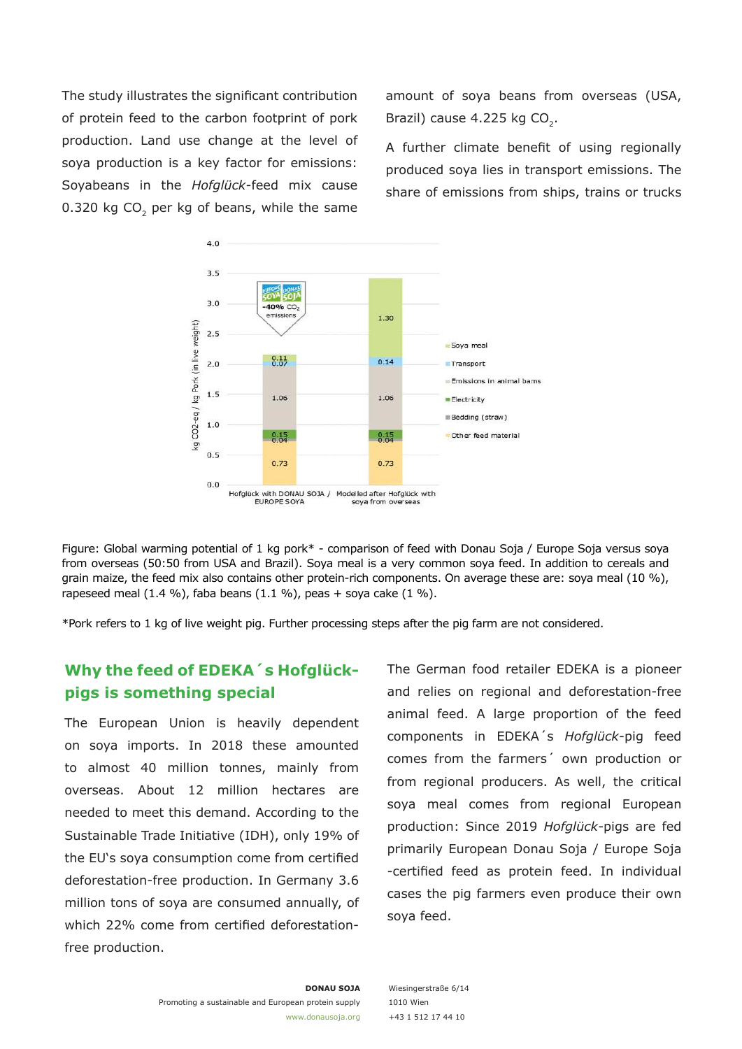The study illustrates the significant contribution of protein feed to the carbon footprint of pork production. Land use change at the level of soya production is a key factor for emissions: Soyabeans in the *Hofglück*-feed mix cause 0.320 kg $CO_2$ per kg of beans, while the same amount of soya beans from overseas (USA, Brazil) cause 4.225 kg $CO_2$.

A further climate benefit of using regionally produced soya lies in transport emissions. The share of emissions from ships, trains or trucks

Figure: Global warming potential of 1 kg pork* - comparison of feed with Donau Soja / Europe Soja versus soya from overseas (50:50 from USA and Brazil). Soya meal is a very common soya feed. In addition to cereals and grain maize, the feed mix also contains other protein-rich components. On average these are: soya meal (10 %), rapeseed meal (1.4 %), faba beans (1.1 %), peas + soya cake (1 %).

*Pork refers to 1 kg of live weight pig. Further processing steps after the pig farm are not considered.

## Why the feed of EDEKA´s Hofglück-pigs is something special

The European Union is heavily dependent on soya imports. In 2018 these amounted to almost 40 million tonnes, mainly from overseas. About 12 million hectares are needed to meet this demand. According to the Sustainable Trade Initiative (IDH), only 19% of the EU's soya consumption come from certified deforestation-free production. In Germany 3.6 million tons of soya are consumed annually, of which 22% come from certified deforestation-free production.

The German food retailer EDEKA is a pioneer and relies on regional and deforestation-free animal feed. A large proportion of the feed components in EDEKA´s *Hofglück*-pig feed comes from the farmers´ own production or from regional producers. As well, the critical soya meal comes from regional European production: Since 2019 *Hofglück*-pigs are fed primarily European Donau Soja / Europe Soja -certified feed as protein feed. In individual cases the pig farmers even produce their own soya feed.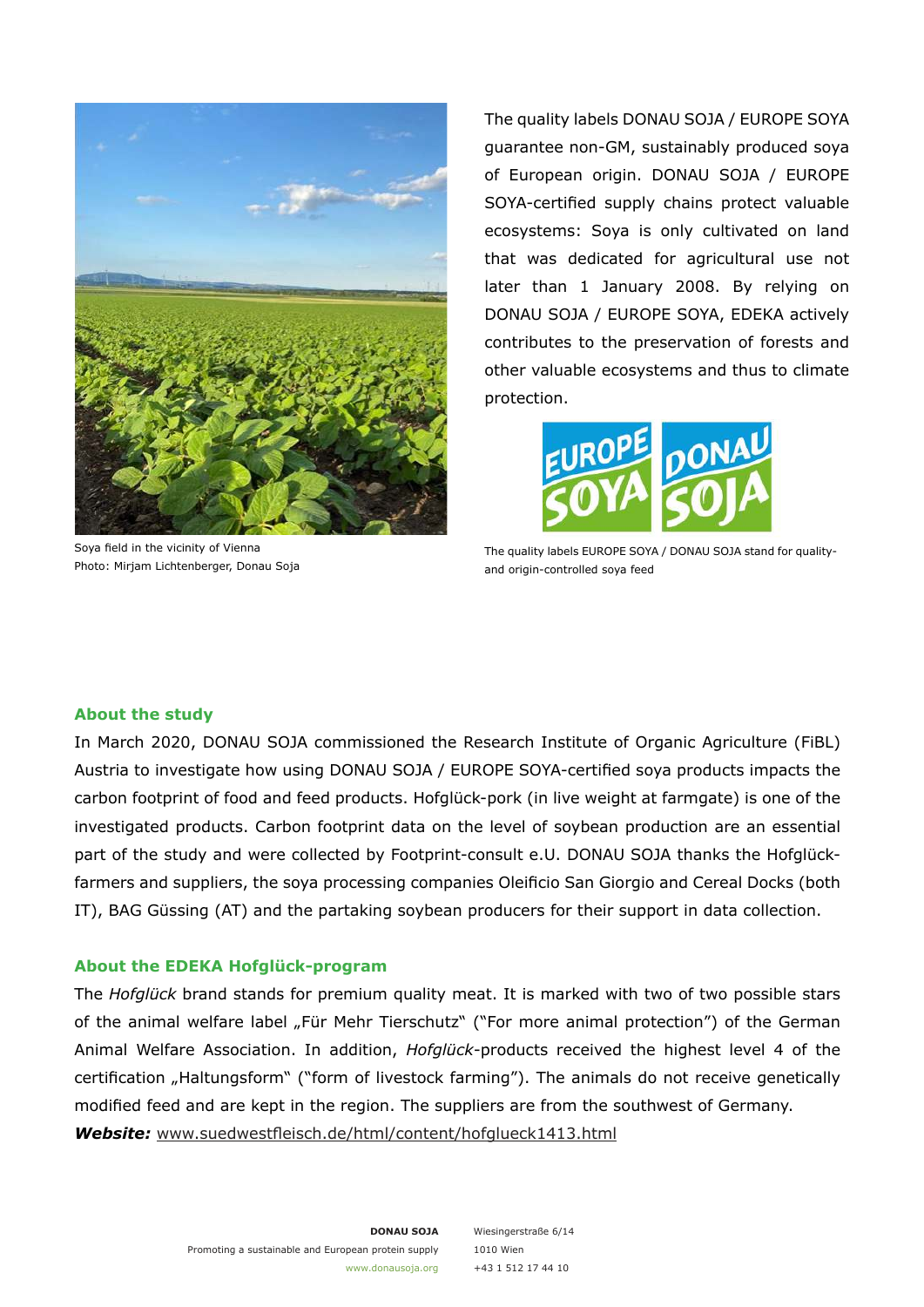Soya field in the vicinity of Vienna
Photo: Mirjam Lichtenberger, Donau Soja

The quality labels DONAU SOJA / EUROPE SOYA guarantee non-GM, sustainably produced soya of European origin. DONAU SOJA / EUROPE SOYA-certified supply chains protect valuable ecosystems: Soya is only cultivated on land that was dedicated for agricultural use not later than 1 January 2008. By relying on DONAU SOJA / EUROPE SOYA, EDEKA actively contributes to the preservation of forests and other valuable ecosystems and thus to climate protection.

The quality labels EUROPE SOYA / DONAU SOJA stand for quality- and origin-controlled soya feed

### About the study

In March 2020, DONAU SOJA commissioned the Research Institute of Organic Agriculture (FiBL) Austria to investigate how using DONAU SOJA / EUROPE SOYA-certified soya products impacts the carbon footprint of food and feed products. Hofglück-pork (in live weight at farmgate) is one of the investigated products. Carbon footprint data on the level of soybean production are an essential part of the study and were collected by Footprint-consult e.U. DONAU SOJA thanks the Hofglück-farmers and suppliers, the soya processing companies Oleificio San Giorgio and Cereal Docks (both IT), BAG Güssing (AT) and the partaking soybean producers for their support in data collection.

### About the EDEKA Hofglück-program

The *Hofglück* brand stands for premium quality meat. It is marked with two of two possible stars of the animal welfare label „Für Mehr Tierschutz" ("For more animal protection") of the German Animal Welfare Association. In addition, *Hofglück*-products received the highest level 4 of the certification „Haltungsform" ("form of livestock farming"). The animals do not receive genetically modified feed and are kept in the region. The suppliers are from the southwest of Germany.

***Website:*** www.suedwestfleisch.de/html/content/hofglueck1413.html

**DONAU SOJA**
Promoting a sustainable and European protein supply
www.donausoja.org

Wiesingerstraße 6/14
1010 Wien
+43 1 512 17 44 10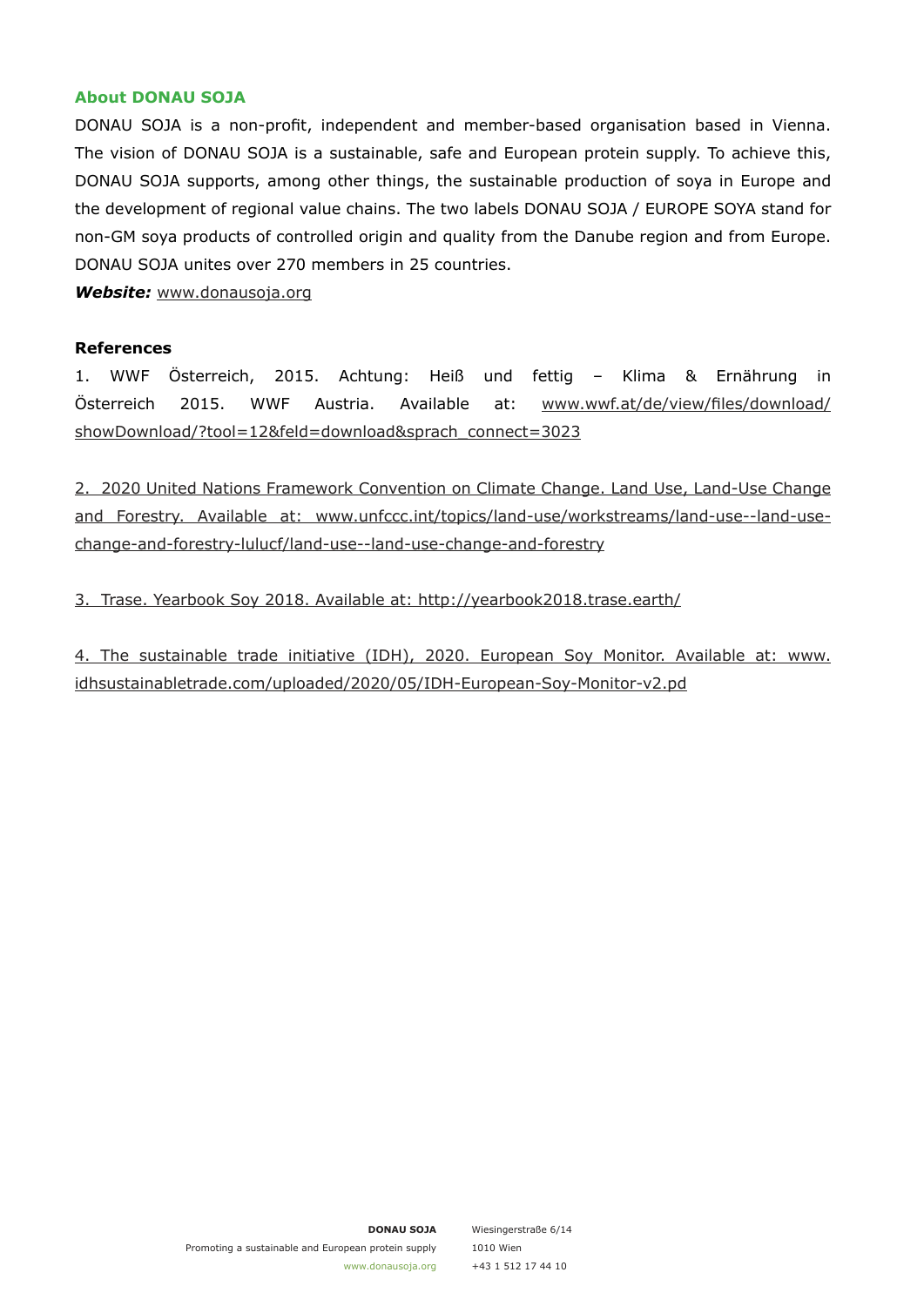## About DONAU SOJA

DONAU SOJA is a non-profit, independent and member-based organisation based in Vienna. The vision of DONAU SOJA is a sustainable, safe and European protein supply. To achieve this, DONAU SOJA supports, among other things, the sustainable production of soya in Europe and the development of regional value chains. The two labels DONAU SOJA / EUROPE SOYA stand for non-GM soya products of controlled origin and quality from the Danube region and from Europe. DONAU SOJA unites over 270 members in 25 countries.

***Website:*** www.donausoja.org

## References

1. WWF Österreich, 2015. Achtung: Heiß und fettig – Klima & Ernährung in Österreich 2015. WWF Austria. Available at: www.wwf.at/de/view/files/download/showDownload/?tool=12&feld=download&sprach_connect=3023

2. 2020 United Nations Framework Convention on Climate Change. Land Use, Land-Use Change and Forestry. Available at: www.unfccc.int/topics/land-use/workstreams/land-use--land-use-change-and-forestry-lulucf/land-use--land-use-change-and-forestry

3. Trase. Yearbook Soy 2018. Available at: http://yearbook2018.trase.earth/

4. The sustainable trade initiative (IDH), 2020. European Soy Monitor. Available at: www.idhsustainabletrade.com/uploaded/2020/05/IDH-European-Soy-Monitor-v2.pd